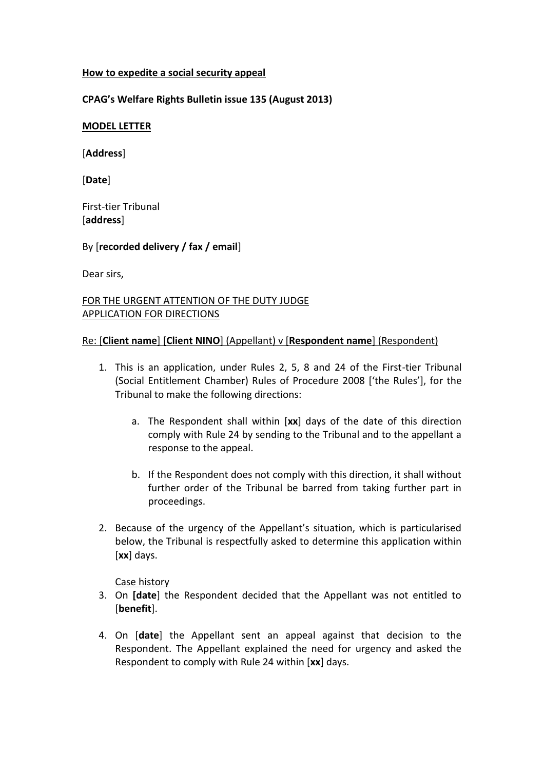**How to expedite a social security appeal**

**CPAG's Welfare Rights Bulletin issue 135 (August 2013)**

**MODEL LETTER**

[**Address**]

[**Date**]

First-tier Tribunal
[**address**]

By [**recorded delivery / fax / email**]

Dear sirs,

FOR THE URGENT ATTENTION OF THE DUTY JUDGE
APPLICATION FOR DIRECTIONS

Re: [**Client name**] [**Client NINO**] (Appellant) v [**Respondent name**] (Respondent)

1. This is an application, under Rules 2, 5, 8 and 24 of the First-tier Tribunal (Social Entitlement Chamber) Rules of Procedure 2008 ['the Rules'], for the Tribunal to make the following directions:

   a. The Respondent shall within [**xx**] days of the date of this direction comply with Rule 24 by sending to the Tribunal and to the appellant a response to the appeal.

   b. If the Respondent does not comply with this direction, it shall without further order of the Tribunal be barred from taking further part in proceedings.

2. Because of the urgency of the Appellant's situation, which is particularised below, the Tribunal is respectfully asked to determine this application within [**xx**] days.

Case history

3. On **[date**] the Respondent decided that the Appellant was not entitled to [**benefit**].

4. On [**date**] the Appellant sent an appeal against that decision to the Respondent. The Appellant explained the need for urgency and asked the Respondent to comply with Rule 24 within [**xx**] days.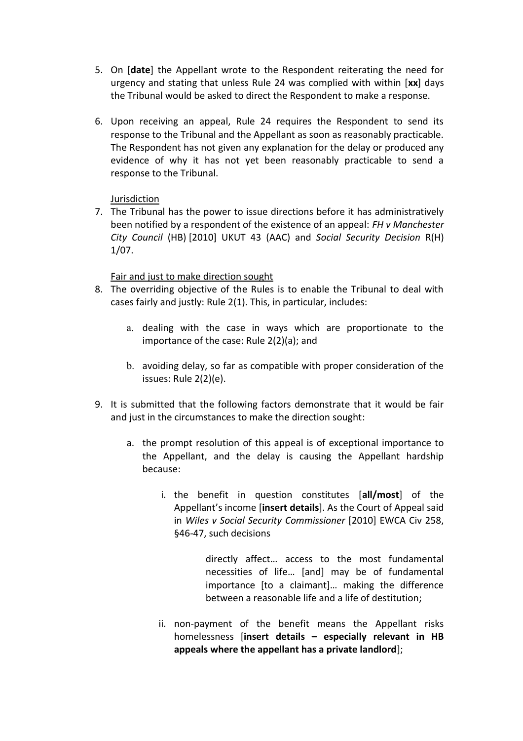5. On [**date**] the Appellant wrote to the Respondent reiterating the need for urgency and stating that unless Rule 24 was complied with within [**xx**] days the Tribunal would be asked to direct the Respondent to make a response.

6. Upon receiving an appeal, Rule 24 requires the Respondent to send its response to the Tribunal and the Appellant as soon as reasonably practicable. The Respondent has not given any explanation for the delay or produced any evidence of why it has not yet been reasonably practicable to send a response to the Tribunal.

<u>Jurisdiction</u>

7. The Tribunal has the power to issue directions before it has administratively been notified by a respondent of the existence of an appeal: *FH v Manchester City Council* (HB) [2010] UKUT 43 (AAC) and *Social Security Decision* R(H) 1/07.

<u>Fair and just to make direction sought</u>

8. The overriding objective of the Rules is to enable the Tribunal to deal with cases fairly and justly: Rule 2(1). This, in particular, includes:

   a. dealing with the case in ways which are proportionate to the importance of the case: Rule 2(2)(a); and

   b. avoiding delay, so far as compatible with proper consideration of the issues: Rule 2(2)(e).

9. It is submitted that the following factors demonstrate that it would be fair and just in the circumstances to make the direction sought:

   a. the prompt resolution of this appeal is of exceptional importance to the Appellant, and the delay is causing the Appellant hardship because:

      i. the benefit in question constitutes [**all/most**] of the Appellant's income [**insert details**]. As the Court of Appeal said in *Wiles v Social Security Commissioner* [2010] EWCA Civ 258, §46-47, such decisions

         > directly affect… access to the most fundamental necessities of life… [and] may be of fundamental importance [to a claimant]… making the difference between a reasonable life and a life of destitution;

      ii. non-payment of the benefit means the Appellant risks homelessness [**insert details – especially relevant in HB appeals where the appellant has a private landlord**];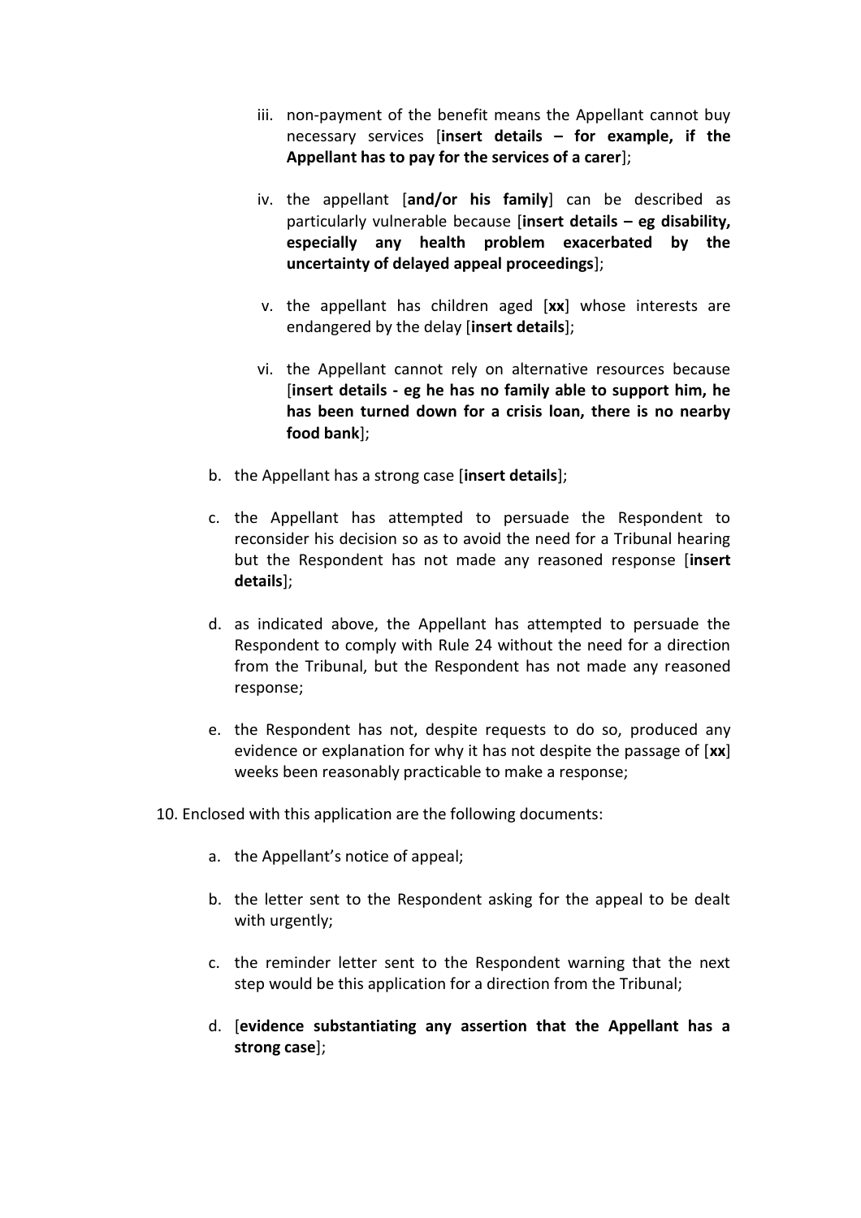iii. non-payment of the benefit means the Appellant cannot buy necessary services [**insert details – for example, if the Appellant has to pay for the services of a carer**];

   iv. the appellant [**and/or his family**] can be described as particularly vulnerable because [**insert details – eg disability, especially any health problem exacerbated by the uncertainty of delayed appeal proceedings**];

   v. the appellant has children aged [**xx**] whose interests are endangered by the delay [**insert details**];

   vi. the Appellant cannot rely on alternative resources because [**insert details - eg he has no family able to support him, he has been turned down for a crisis loan, there is no nearby food bank**];

b. the Appellant has a strong case [**insert details**];

c. the Appellant has attempted to persuade the Respondent to reconsider his decision so as to avoid the need for a Tribunal hearing but the Respondent has not made any reasoned response [**insert details**];

d. as indicated above, the Appellant has attempted to persuade the Respondent to comply with Rule 24 without the need for a direction from the Tribunal, but the Respondent has not made any reasoned response;

e. the Respondent has not, despite requests to do so, produced any evidence or explanation for why it has not despite the passage of [**xx**] weeks been reasonably practicable to make a response;

10. Enclosed with this application are the following documents:

   a. the Appellant's notice of appeal;

   b. the letter sent to the Respondent asking for the appeal to be dealt with urgently;

   c. the reminder letter sent to the Respondent warning that the next step would be this application for a direction from the Tribunal;

   d. [**evidence substantiating any assertion that the Appellant has a strong case**];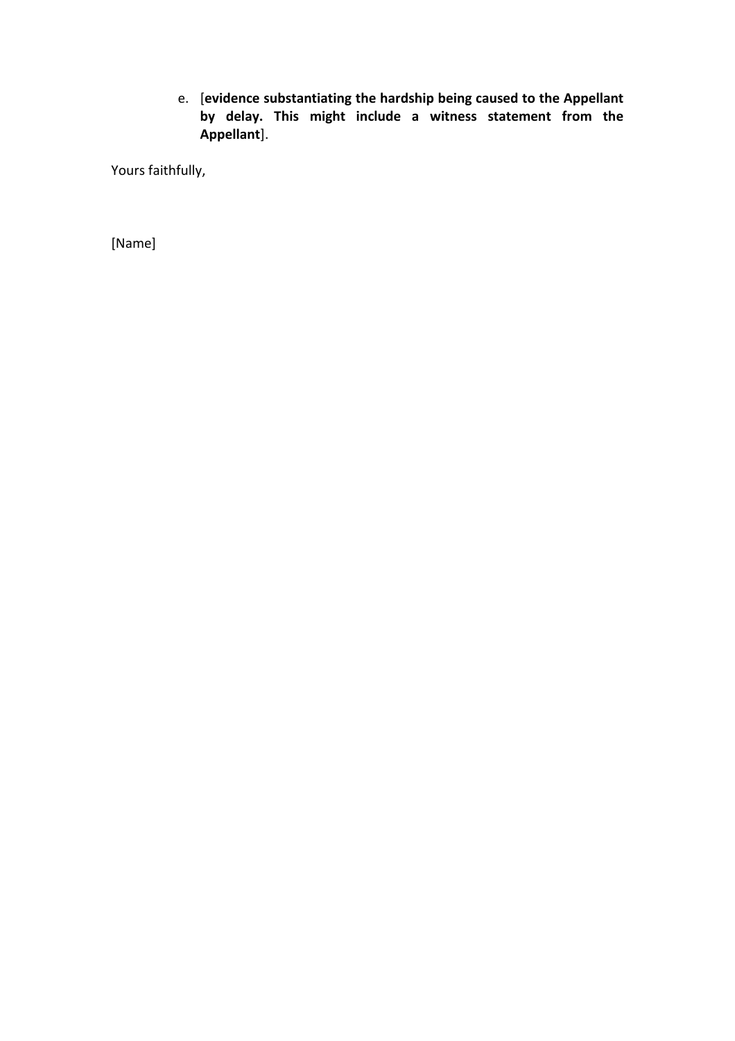e. [**evidence substantiating the hardship being caused to the Appellant by delay. This might include a witness statement from the Appellant**].

Yours faithfully,

[Name]